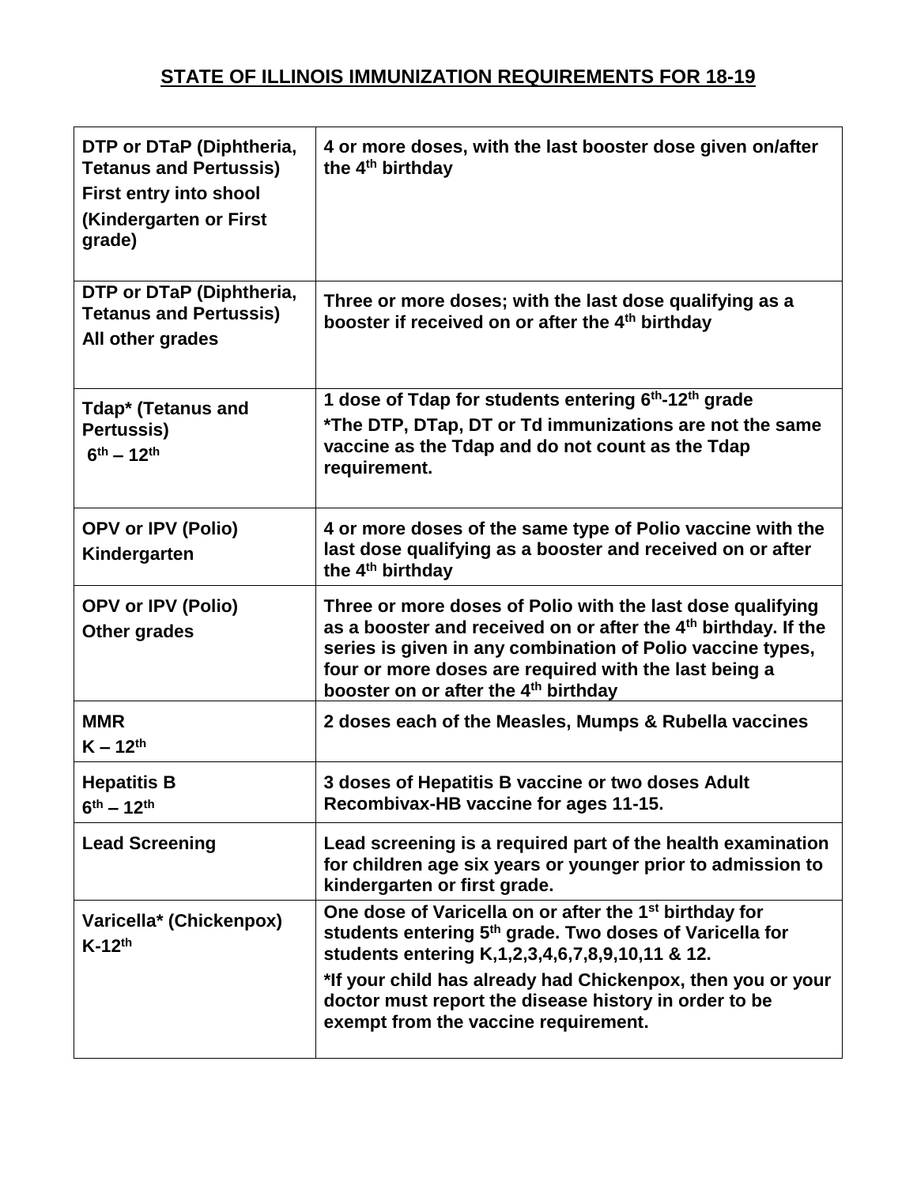# STATE OF ILLINOIS IMMUNIZATION REQUIREMENTS FOR 18-19

| | |
|---|---|
| **DTP or DTaP (Diphtheria, Tetanus and Pertussis)**<br>**First entry into shool**<br>**(Kindergarten or First grade)** | **4 or more doses, with the last booster dose given on/after the 4th birthday** |
| **DTP or DTaP (Diphtheria, Tetanus and Pertussis)**<br>**All other grades** | **Three or more doses; with the last dose qualifying as a booster if received on or after the 4th birthday** |
| **Tdap* (Tetanus and Pertussis)**<br>**6th – 12th** | **1 dose of Tdap for students entering 6th-12th grade**<br>***The DTP, DTap, DT or Td immunizations are not the same vaccine as the Tdap and do not count as the Tdap requirement.** |
| **OPV or IPV (Polio)**<br>**Kindergarten** | **4 or more doses of the same type of Polio vaccine with the last dose qualifying as a booster and received on or after the 4th birthday** |
| **OPV or IPV (Polio)**<br>**Other grades** | **Three or more doses of Polio with the last dose qualifying as a booster and received on or after the 4th birthday. If the series is given in any combination of Polio vaccine types, four or more doses are required with the last being a booster on or after the 4th birthday** |
| **MMR**<br>**K – 12th** | **2 doses each of the Measles, Mumps & Rubella vaccines** |
| **Hepatitis B**<br>**6th – 12th** | **3 doses of Hepatitis B vaccine or two doses Adult Recombivax-HB vaccine for ages 11-15.** |
| **Lead Screening** | **Lead screening is a required part of the health examination for children age six years or younger prior to admission to kindergarten or first grade.** |
| **Varicella* (Chickenpox)**<br>**K-12th** | **One dose of Varicella on or after the 1st birthday for students entering 5th grade. Two doses of Varicella for students entering K,1,2,3,4,6,7,8,9,10,11 & 12.**<br>***If your child has already had Chickenpox, then you or your doctor must report the disease history in order to be exempt from the vaccine requirement.** |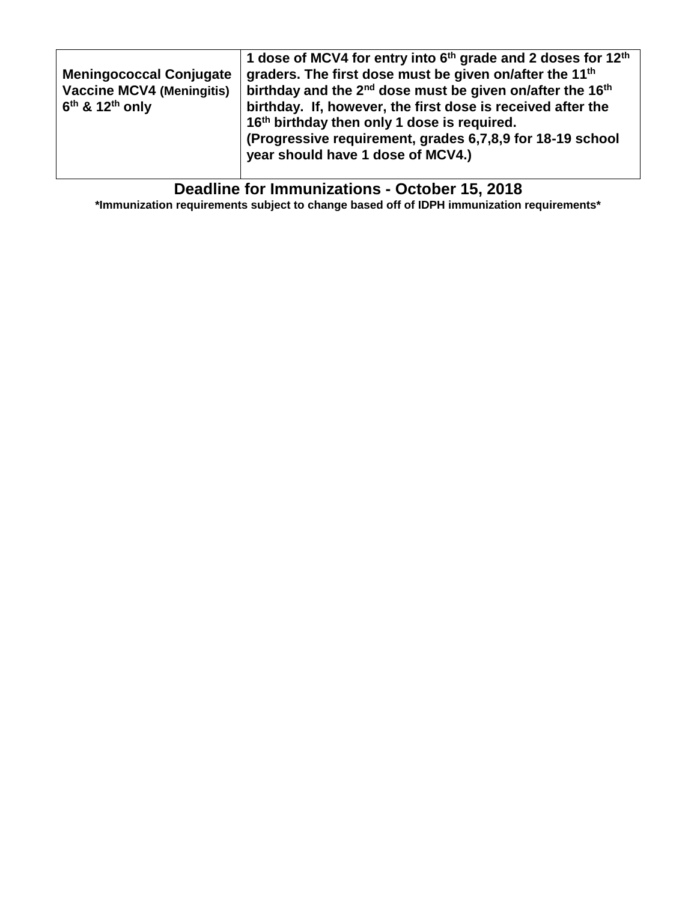| | |
|---|---|
| **Meningococcal Conjugate Vaccine MCV4 (Meningitis) 6th & 12th only** | **1 dose of MCV4 for entry into 6th grade and 2 doses for 12th graders. The first dose must be given on/after the 11th birthday and the 2nd dose must be given on/after the 16th birthday. If, however, the first dose is received after the 16th birthday then only 1 dose is required. (Progressive requirement, grades 6,7,8,9 for 18-19 school year should have 1 dose of MCV4.)** |

## Deadline for Immunizations - October 15, 2018

**\*Immunization requirements subject to change based off of IDPH immunization requirements\***